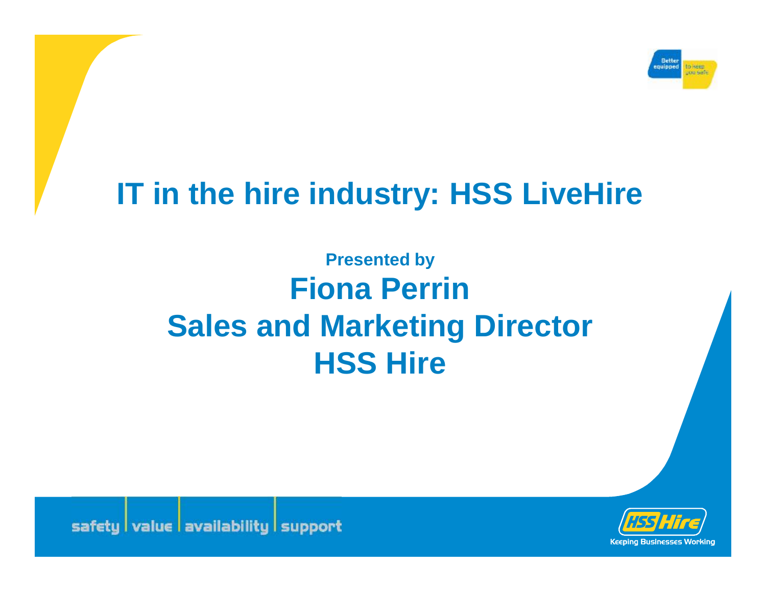# IT in the hire industry: HSS LiveHire

**Presented by**

## Fiona Perrin
## Sales and Marketing Director
## HSS Hire

safety | value | availability | support

HSS Hire — Keeping Businesses Working

Better equipped to keep you safe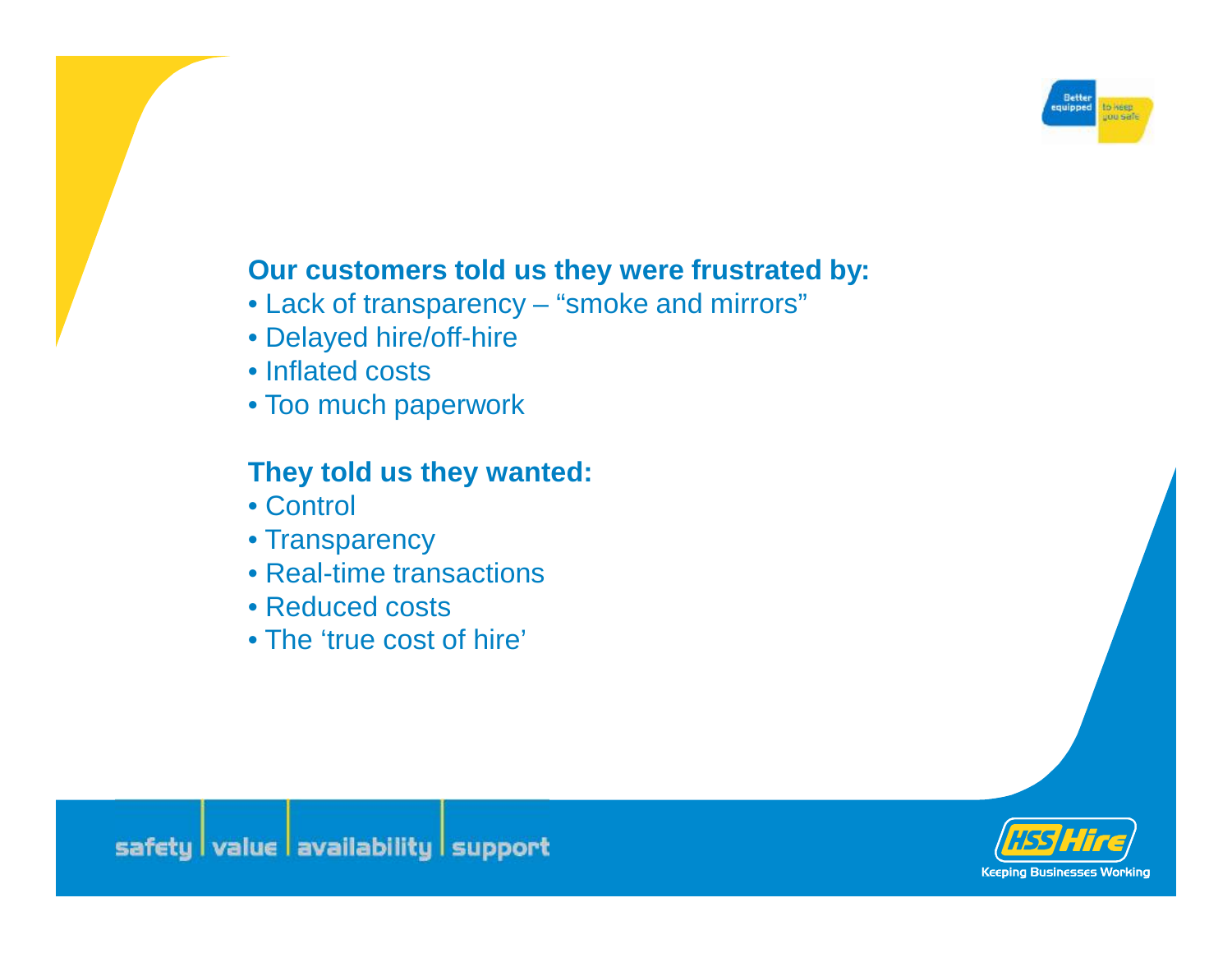**Our customers told us they were frustrated by:**

- Lack of transparency – “smoke and mirrors”
- Delayed hire/off-hire
- Inflated costs
- Too much paperwork

**They told us they wanted:**

- Control
- Transparency
- Real-time transactions
- Reduced costs
- The ‘true cost of hire’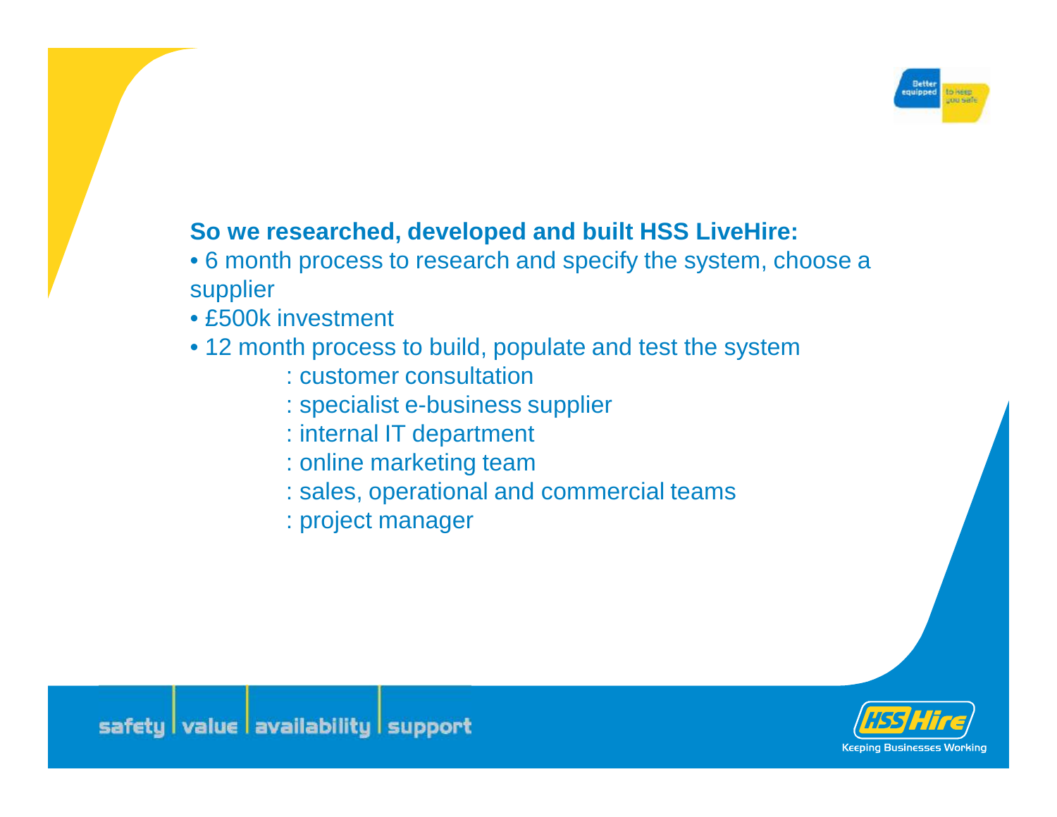**So we researched, developed and built HSS LiveHire:**

- 6 month process to research and specify the system, choose a supplier
- £500k investment
- 12 month process to build, populate and test the system
  - : customer consultation
  - : specialist e-business supplier
  - : internal IT department
  - : online marketing team
  - : sales, operational and commercial teams
  - : project manager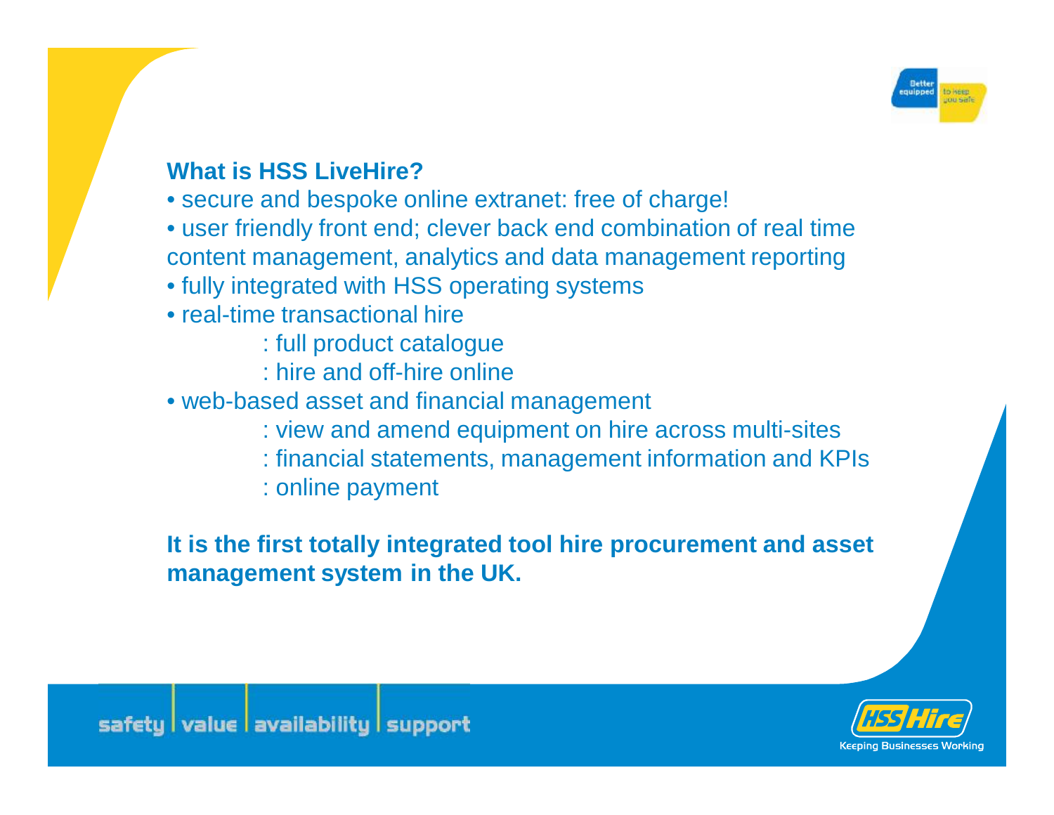## What is HSS LiveHire?

- secure and bespoke online extranet: free of charge!
- user friendly front end; clever back end combination of real time content management, analytics and data management reporting
- fully integrated with HSS operating systems
- real-time transactional hire
  - : full product catalogue
  - : hire and off-hire online
- web-based asset and financial management
  - : view and amend equipment on hire across multi-sites
  - : financial statements, management information and KPIs
  - : online payment

**It is the first totally integrated tool hire procurement and asset management system in the UK.**

safety | value | availability | support

HSS Hire – Keeping Businesses Working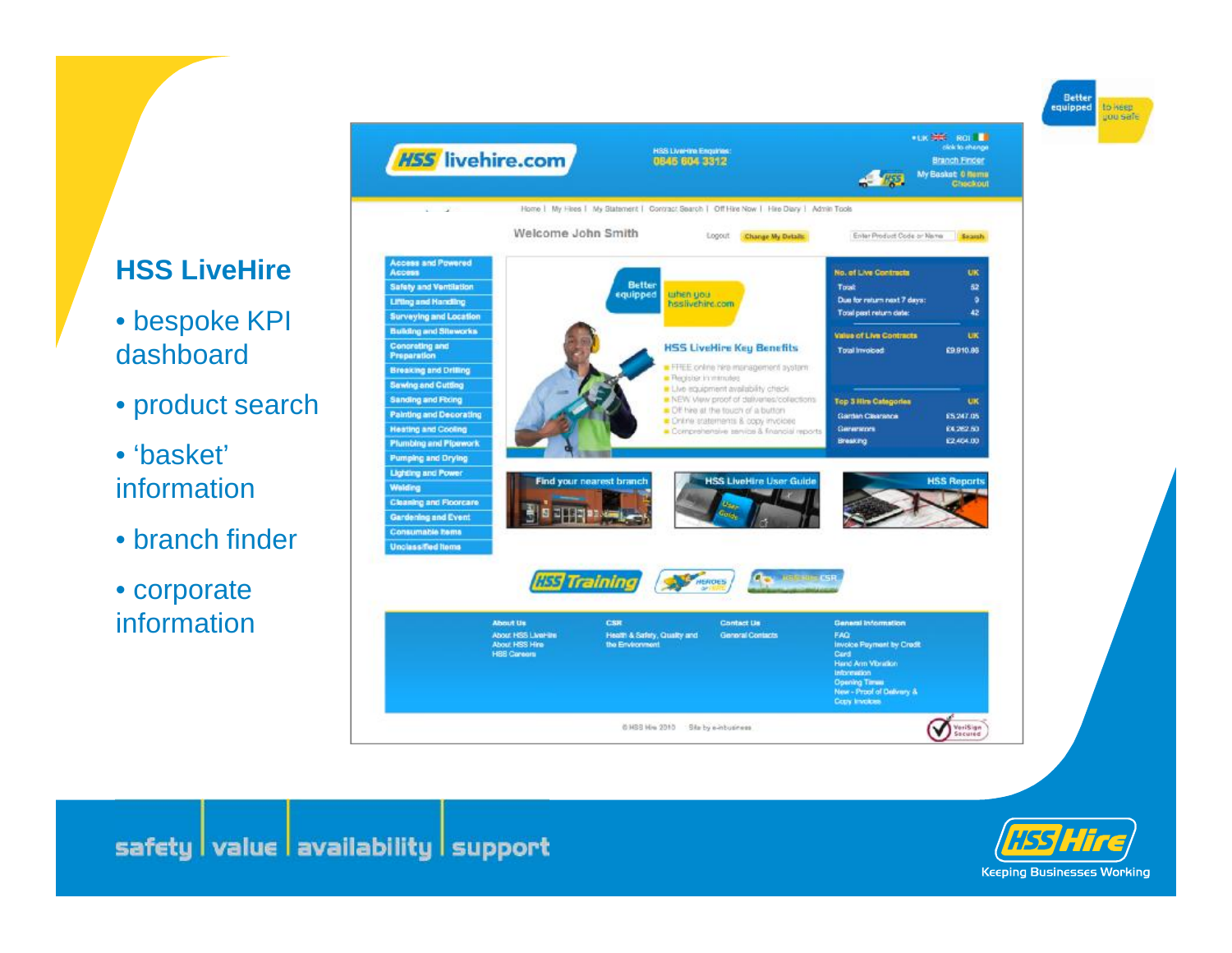## HSS LiveHire

- bespoke KPI dashboard
- product search
- 'basket' information
- branch finder
- corporate information

safety | value | availability | support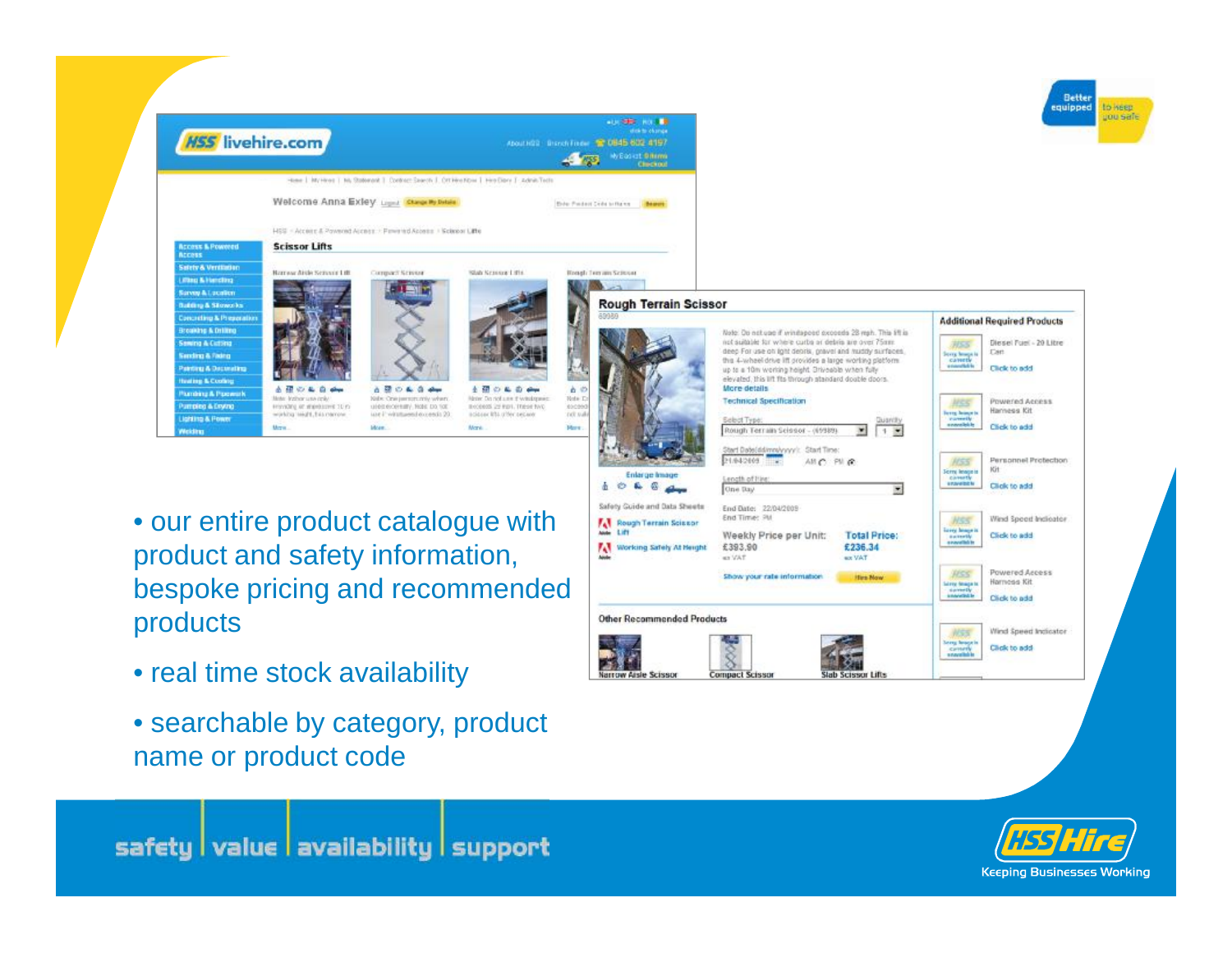- our entire product catalogue with product and safety information, bespoke pricing and recommended products
- real time stock availability
- searchable by category, product name or product code

safety | value | availability | support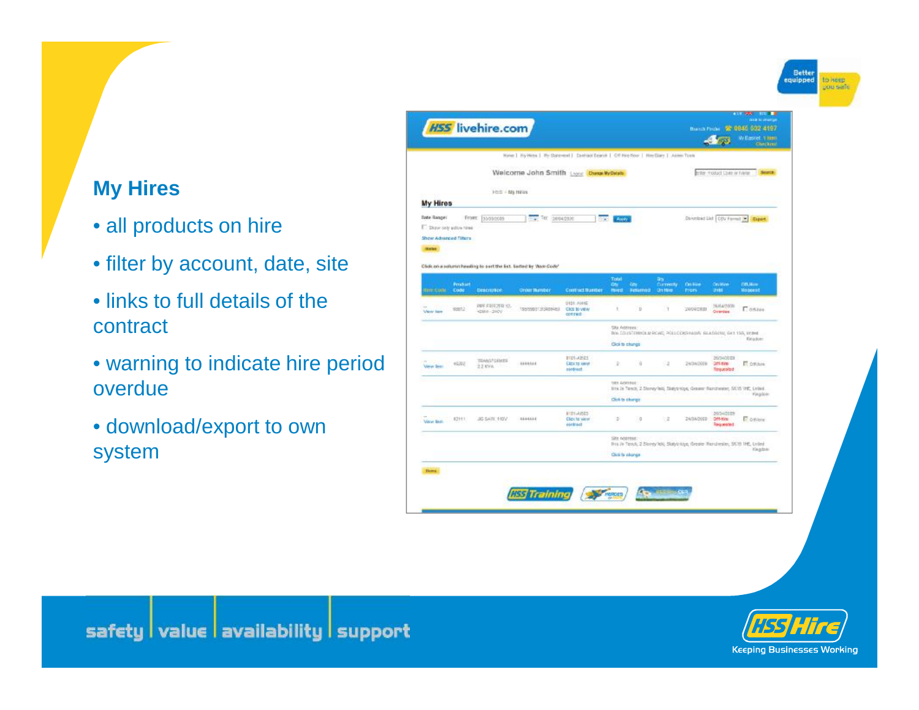## My Hires

- all products on hire
- filter by account, date, site
- links to full details of the contract
- warning to indicate hire period overdue
- download/export to own system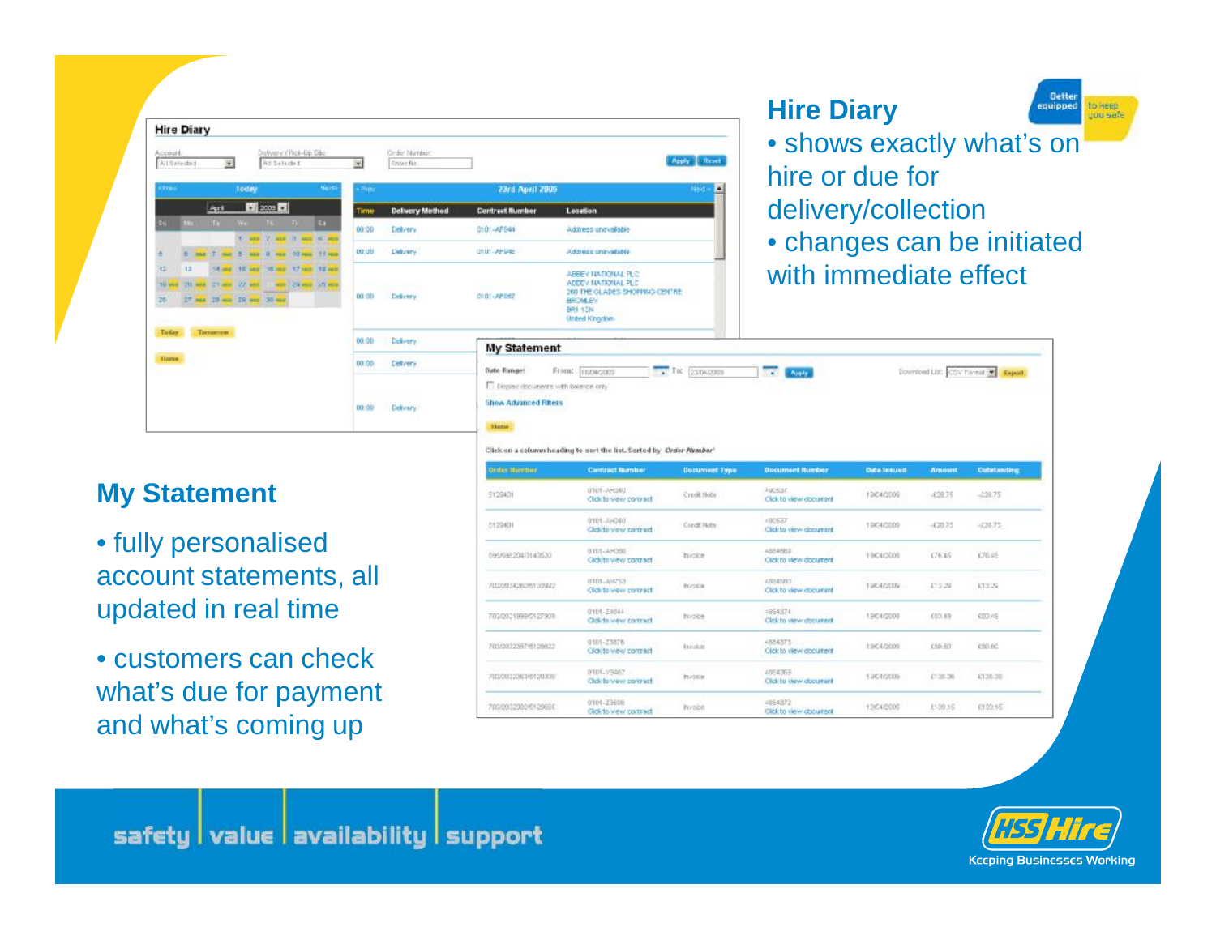## Hire Diary

- shows exactly what's on hire or due for delivery/collection
- changes can be initiated with immediate effect

## My Statement

- fully personalised account statements, all updated in real time
- customers can check what's due for payment and what's coming up

safety | value | availability | support

HSS Hire

Keeping Businesses Working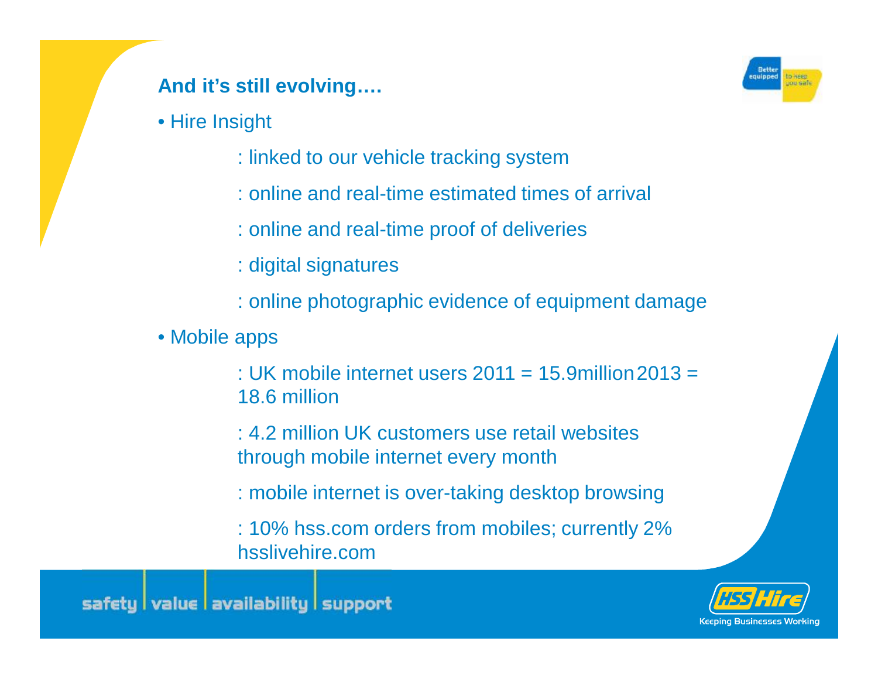## And it's still evolving….

- Hire Insight

  : linked to our vehicle tracking system

  : online and real-time estimated times of arrival

  : online and real-time proof of deliveries

  : digital signatures

  : online photographic evidence of equipment damage

- Mobile apps

  : UK mobile internet users 2011 = 15.9million 2013 = 18.6 million

  : 4.2 million UK customers use retail websites through mobile internet every month

  : mobile internet is over-taking desktop browsing

  : 10% hss.com orders from mobiles; currently 2% hsslivehire.com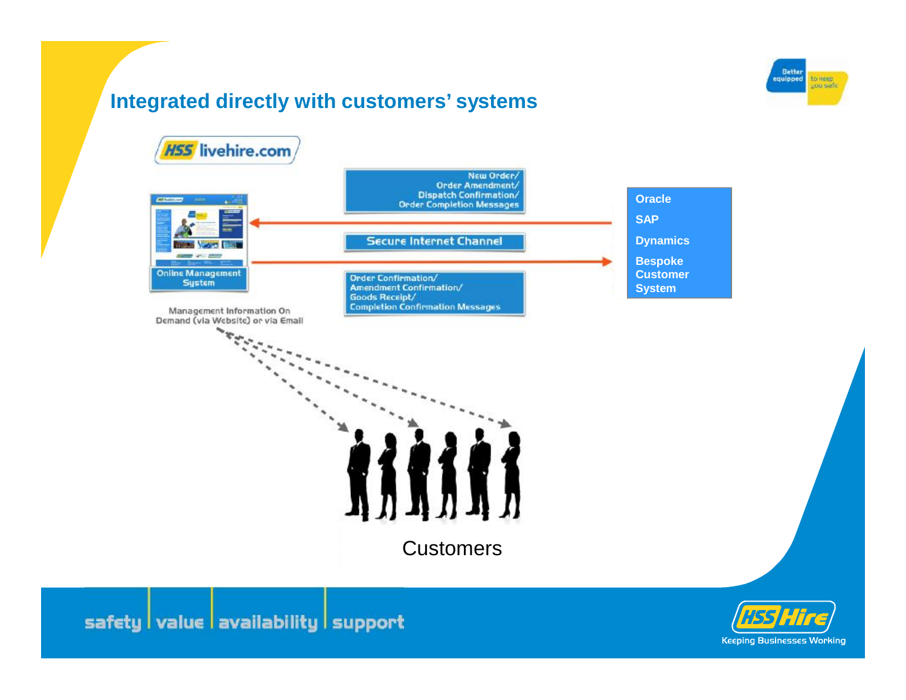# Integrated directly with customers' systems

HSS livehire.com

Online Management System

Management Information On Demand (via Website) or via Email

New Order/
Order Amendment/
Dispatch Confirmation/
Order Completion Messages

Secure Internet Channel

Order Confirmation/
Amendment Confirmation/
Goods Receipt/
Completion Confirmation Messages

- Oracle
- SAP
- Dynamics
- Bespoke Customer System

Customers

safety | value | availability | support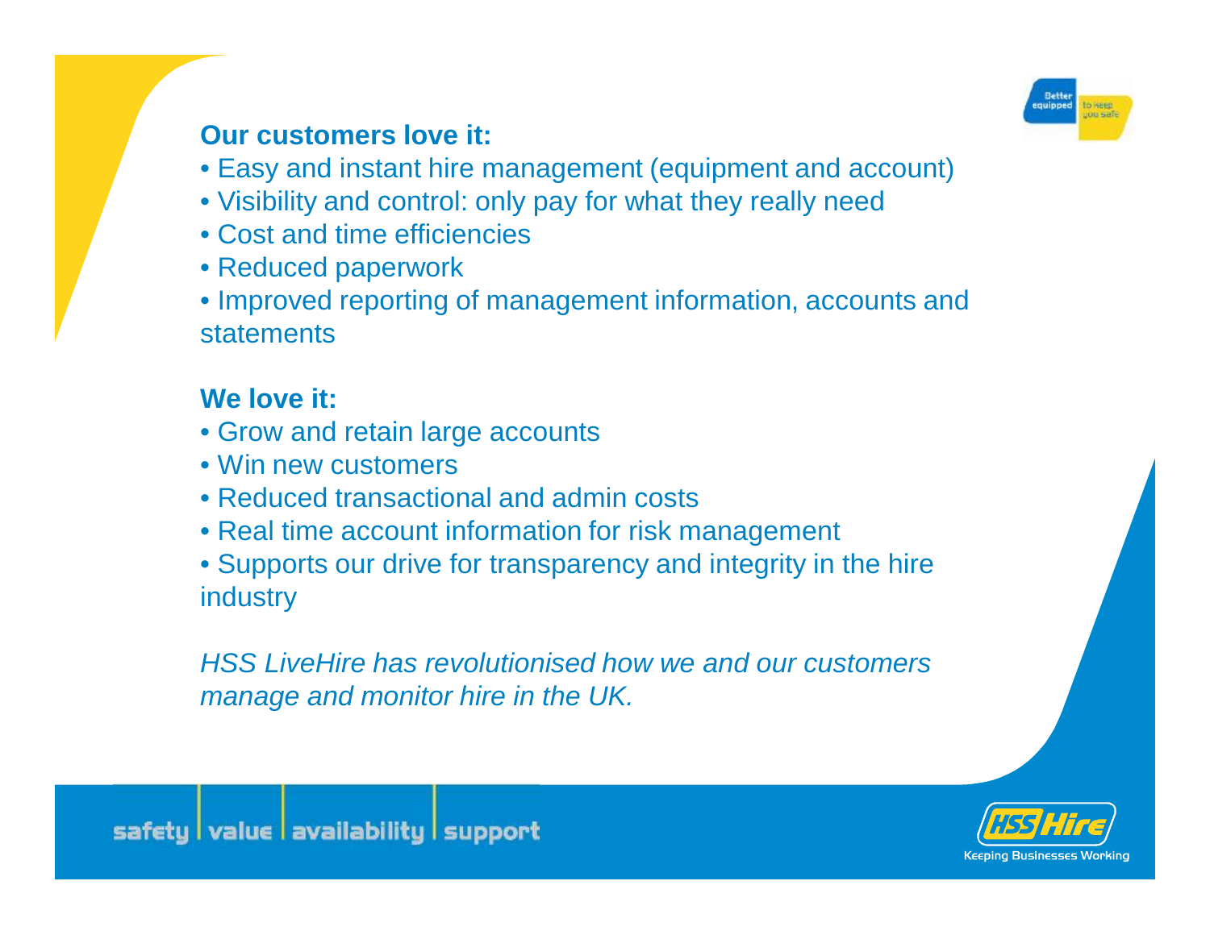**Our customers love it:**

- Easy and instant hire management (equipment and account)
- Visibility and control: only pay for what they really need
- Cost and time efficiencies
- Reduced paperwork
- Improved reporting of management information, accounts and statements

**We love it:**

- Grow and retain large accounts
- Win new customers
- Reduced transactional and admin costs
- Real time account information for risk management
- Supports our drive for transparency and integrity in the hire industry

*HSS LiveHire has revolutionised how we and our customers manage and monitor hire in the UK.*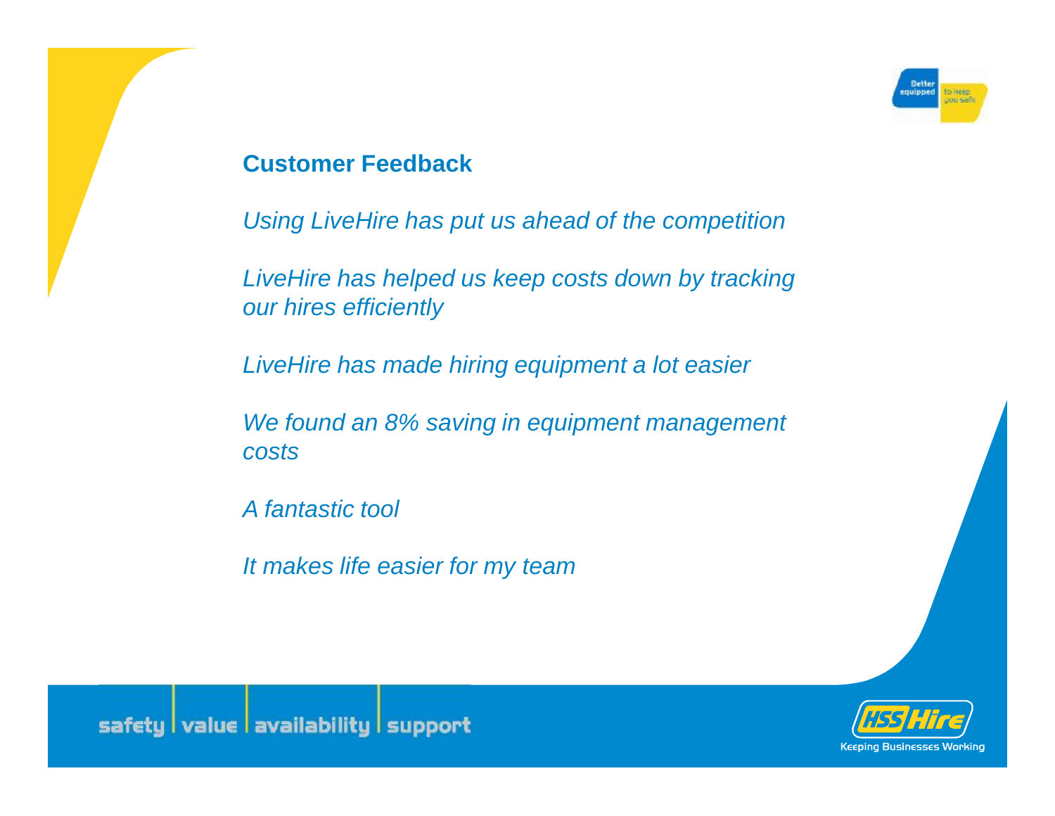## Customer Feedback

*Using LiveHire has put us ahead of the competition*

*LiveHire has helped us keep costs down by tracking our hires efficiently*

*LiveHire has made hiring equipment a lot easier*

*We found an 8% saving in equipment management costs*

*A fantastic tool*

*It makes life easier for my team*